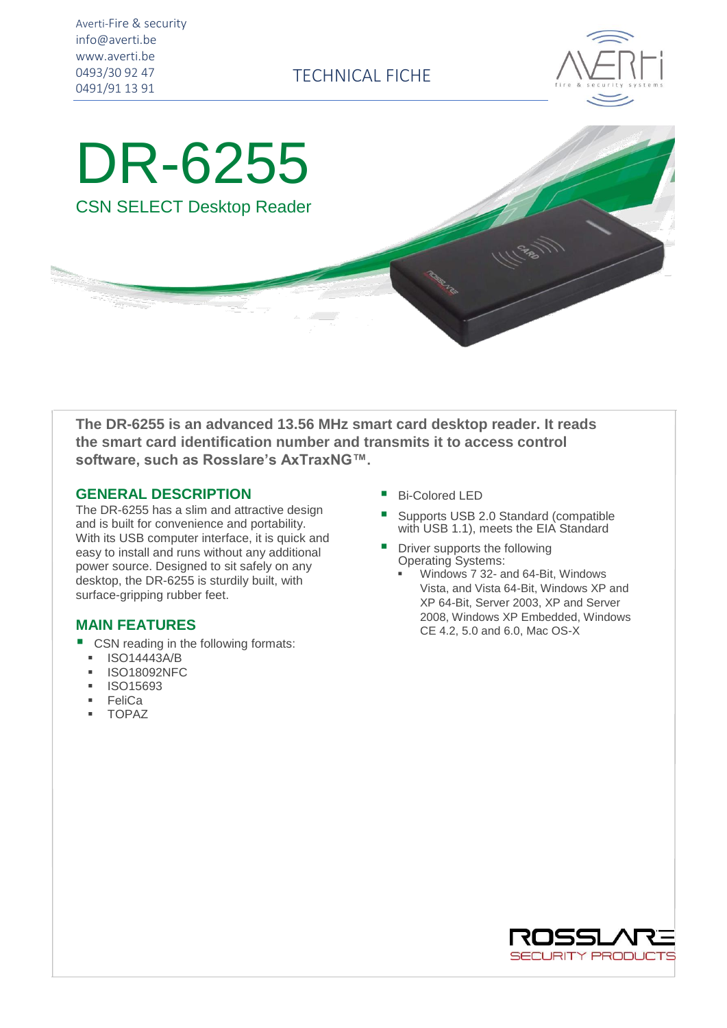Averti-Fire & security
info@averti.be
www.averti.be
0493/30 92 47
0491/91 13 91

TECHNICAL FICHE

# DR-6255

## CSN SELECT Desktop Reader

**The DR-6255 is an advanced 13.56 MHz smart card desktop reader. It reads the smart card identification number and transmits it to access control software, such as Rosslare's AxTraxNG™.**

## GENERAL DESCRIPTION

The DR-6255 has a slim and attractive design and is built for convenience and portability. With its USB computer interface, it is quick and easy to install and runs without any additional power source. Designed to sit safely on any desktop, the DR-6255 is sturdily built, with surface-gripping rubber feet.

## MAIN FEATURES

- CSN reading in the following formats:
  - ISO14443A/B
  - ISO18092NFC
  - ISO15693
  - FeliCa
  - TOPAZ
- Bi-Colored LED
- Supports USB 2.0 Standard (compatible with USB 1.1), meets the EIA Standard
- Driver supports the following Operating Systems:
  - Windows 7 32- and 64-Bit, Windows Vista, and Vista 64-Bit, Windows XP and XP 64-Bit, Server 2003, XP and Server 2008, Windows XP Embedded, Windows CE 4.2, 5.0 and 6.0, Mac OS-X

ROSSLARE SECURITY PRODUCTS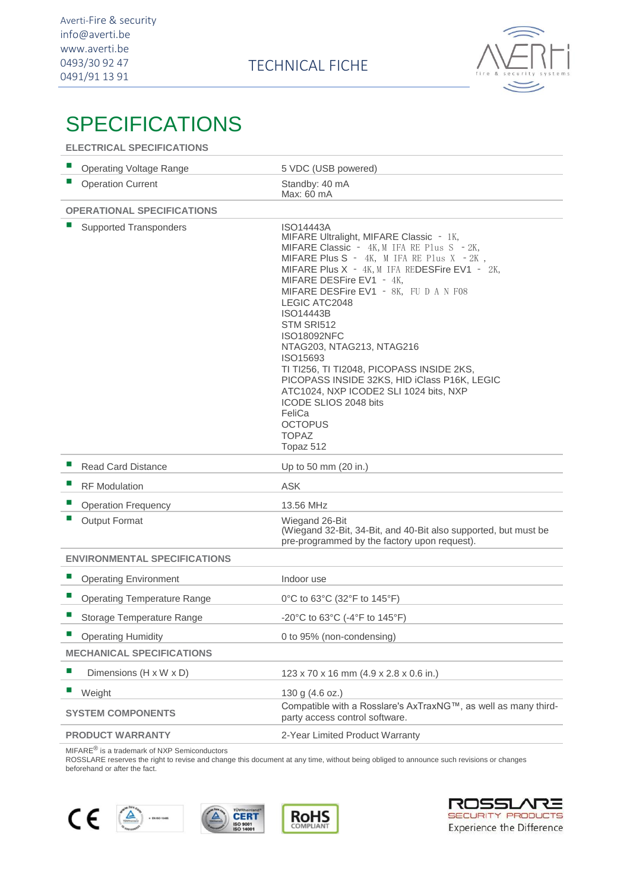Averti-Fire & security
info@averti.be
www.averti.be
0493/30 92 47
0491/91 13 91

TECHNICAL FICHE

# SPECIFICATIONS

## ELECTRICAL SPECIFICATIONS

| | |
|---|---|
| Operating Voltage Range | 5 VDC (USB powered) |
| Operation Current | Standby: 40 mA<br>Max: 60 mA |

## OPERATIONAL SPECIFICATIONS

| | |
|---|---|
| Supported Transponders | ISO14443A<br>MIFARE Ultralight, MIFARE Classic - 1K,<br>MIFARE Classic - 4K, MIFARE Plus S - 2K,<br>MIFARE Plus S - 4K, MIFARE Plus X - 2K,<br>MIFARE Plus X - 4K, MIFARE DESFire EV1 - 2K,<br>MIFARE DESFire EV1 - 4K,<br>MIFARE DESFire EV1 - 8K, FUDAN F08<br>LEGIC ATC2048<br>ISO14443B<br>STM SRI512<br>ISO18092NFC<br>NTAG203, NTAG213, NTAG216<br>ISO15693<br>TI TI256, TI TI2048, PICOPASS INSIDE 2KS,<br>PICOPASS INSIDE 32KS, HID iClass P16K, LEGIC<br>ATC1024, NXP ICODE2 SLI 1024 bits, NXP<br>ICODE SLIOS 2048 bits<br>FeliCa<br>OCTOPUS<br>TOPAZ<br>Topaz 512 |
| Read Card Distance | Up to 50 mm (20 in.) |
| RF Modulation | ASK |
| Operation Frequency | 13.56 MHz |
| Output Format | Wiegand 26-Bit<br>(Wiegand 32-Bit, 34-Bit, and 40-Bit also supported, but must be pre-programmed by the factory upon request). |

## ENVIRONMENTAL SPECIFICATIONS

| | |
|---|---|
| Operating Environment | Indoor use |
| Operating Temperature Range | 0°C to 63°C (32°F to 145°F) |
| Storage Temperature Range | -20°C to 63°C (-4°F to 145°F) |
| Operating Humidity | 0 to 95% (non-condensing) |

## MECHANICAL SPECIFICATIONS

| | |
|---|---|
| Dimensions (H x W x D) | 123 x 70 x 16 mm (4.9 x 2.8 x 0.6 in.) |
| Weight | 130 g (4.6 oz.) |

| | |
|---|---|
| **SYSTEM COMPONENTS** | Compatible with a Rosslare's AxTraxNG™, as well as many third-party access control software. |
| **PRODUCT WARRANTY** | 2-Year Limited Product Warranty |

MIFARE® is a trademark of NXP Semiconductors
ROSSLARE reserves the right to revise and change this document at any time, without being obliged to announce such revisions or changes beforehand or after the fact.

CE · TÜV CERT ISO 9001 ISO 14001 · RoHS COMPLIANT

ROSSLARE SECURITY PRODUCTS
Experience the Difference